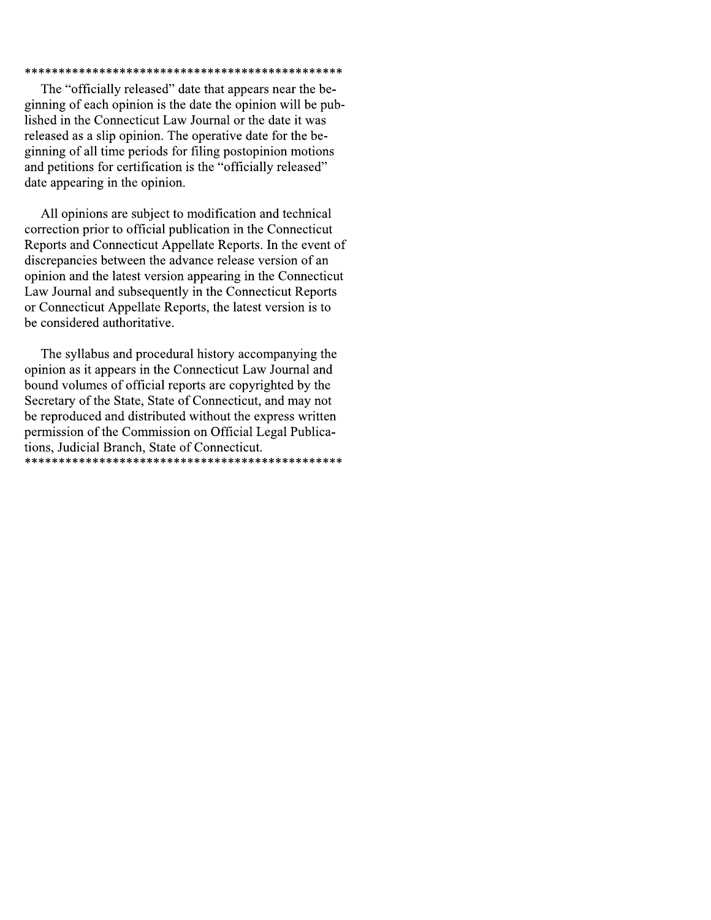\*\*\*\*\*\*\*\*\*\*\*\*\*\*\*\*\*\*\*\*\*\*\*\*\*\*\*\*\*\*\*\*\*\*\*\*\*\*\*\*\*\*\*\*\*\*\*

The "officially released" date that appears near the beginning of each opinion is the date the opinion will be published in the Connecticut Law Journal or the date it was released as a slip opinion. The operative date for the beginning of all time periods for filing postopinion motions and petitions for certification is the "officially released" date appearing in the opinion.

All opinions are subject to modification and technical correction prior to official publication in the Connecticut Reports and Connecticut Appellate Reports. In the event of discrepancies between the advance release version of an opinion and the latest version appearing in the Connecticut Law Journal and subsequently in the Connecticut Reports or Connecticut Appellate Reports, the latest version is to be considered authoritative.

The syllabus and procedural history accompanying the opinion as it appears in the Connecticut Law Journal and bound volumes of official reports are copyrighted by the Secretary of the State, State of Connecticut, and may not be reproduced and distributed without the express written permission of the Commission on Official Legal Publications, Judicial Branch, State of Connecticut.

\*\*\*\*\*\*\*\*\*\*\*\*\*\*\*\*\*\*\*\*\*\*\*\*\*\*\*\*\*\*\*\*\*\*\*\*\*\*\*\*\*\*\*\*\*\*\*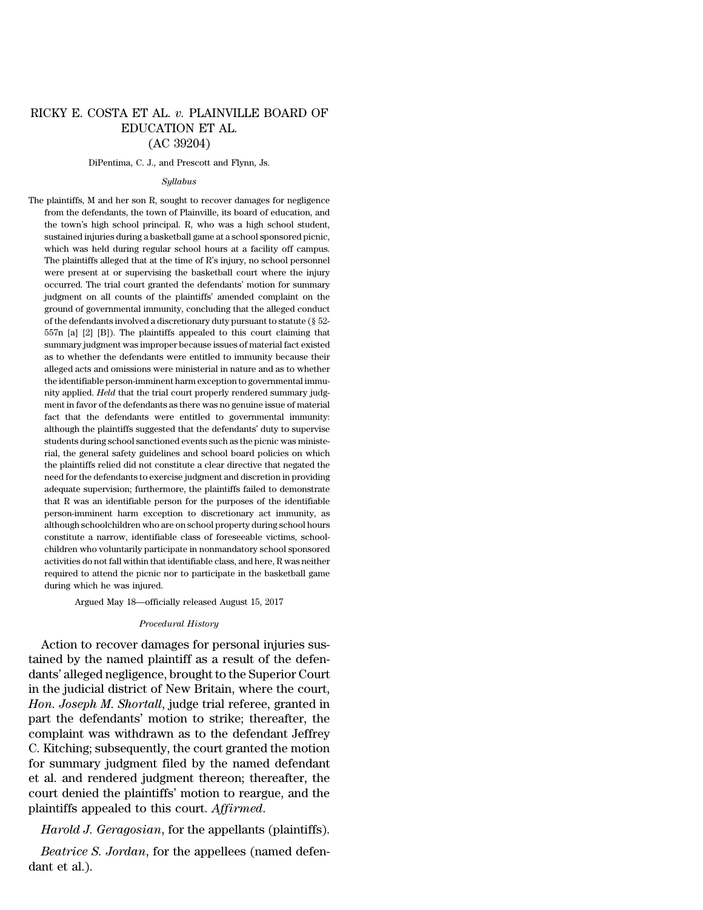# RICKY E. COSTA ET AL. *v.* PLAINVILLE BOARD OF EDUCATION ET AL. (AC 39204)

DiPentima, C. J., and Prescott and Flynn, Js.

*Syllabus*

The plaintiffs, M and her son R, sought to recover damages for negligence from the defendants, the town of Plainville, its board of education, and the town's high school principal. R, who was a high school student, sustained injuries during a basketball game at a school sponsored picnic, which was held during regular school hours at a facility off campus. The plaintiffs alleged that at the time of R's injury, no school personnel were present at or supervising the basketball court where the injury occurred. The trial court granted the defendants' motion for summary judgment on all counts of the plaintiffs' amended complaint on the ground of governmental immunity, concluding that the alleged conduct of the defendants involved a discretionary duty pursuant to statute (§ 52-557n [a] [2] [B]). The plaintiffs appealed to this court claiming that summary judgment was improper because issues of material fact existed as to whether the defendants were entitled to immunity because their alleged acts and omissions were ministerial in nature and as to whether the identifiable person-imminent harm exception to governmental immunity applied. *Held* that the trial court properly rendered summary judgment in favor of the defendants as there was no genuine issue of material fact that the defendants were entitled to governmental immunity: although the plaintiffs suggested that the defendants' duty to supervise students during school sanctioned events such as the picnic was ministerial, the general safety guidelines and school board policies on which the plaintiffs relied did not constitute a clear directive that negated the need for the defendants to exercise judgment and discretion in providing adequate supervision; furthermore, the plaintiffs failed to demonstrate that R was an identifiable person for the purposes of the identifiable person-imminent harm exception to discretionary act immunity, as although schoolchildren who are on school property during school hours constitute a narrow, identifiable class of foreseeable victims, schoolchildren who voluntarily participate in nonmandatory school sponsored activities do not fall within that identifiable class, and here, R was neither required to attend the picnic nor to participate in the basketball game during which he was injured.

Argued May 18—officially released August 15, 2017

*Procedural History*

Action to recover damages for personal injuries sustained by the named plaintiff as a result of the defendants' alleged negligence, brought to the Superior Court in the judicial district of New Britain, where the court, *Hon. Joseph M. Shortall*, judge trial referee, granted in part the defendants' motion to strike; thereafter, the complaint was withdrawn as to the defendant Jeffrey C. Kitching; subsequently, the court granted the motion for summary judgment filed by the named defendant et al. and rendered judgment thereon; thereafter, the court denied the plaintiffs' motion to reargue, and the plaintiffs appealed to this court. *Affirmed.*

*Harold J. Geragosian*, for the appellants (plaintiffs).

*Beatrice S. Jordan*, for the appellees (named defendant et al.).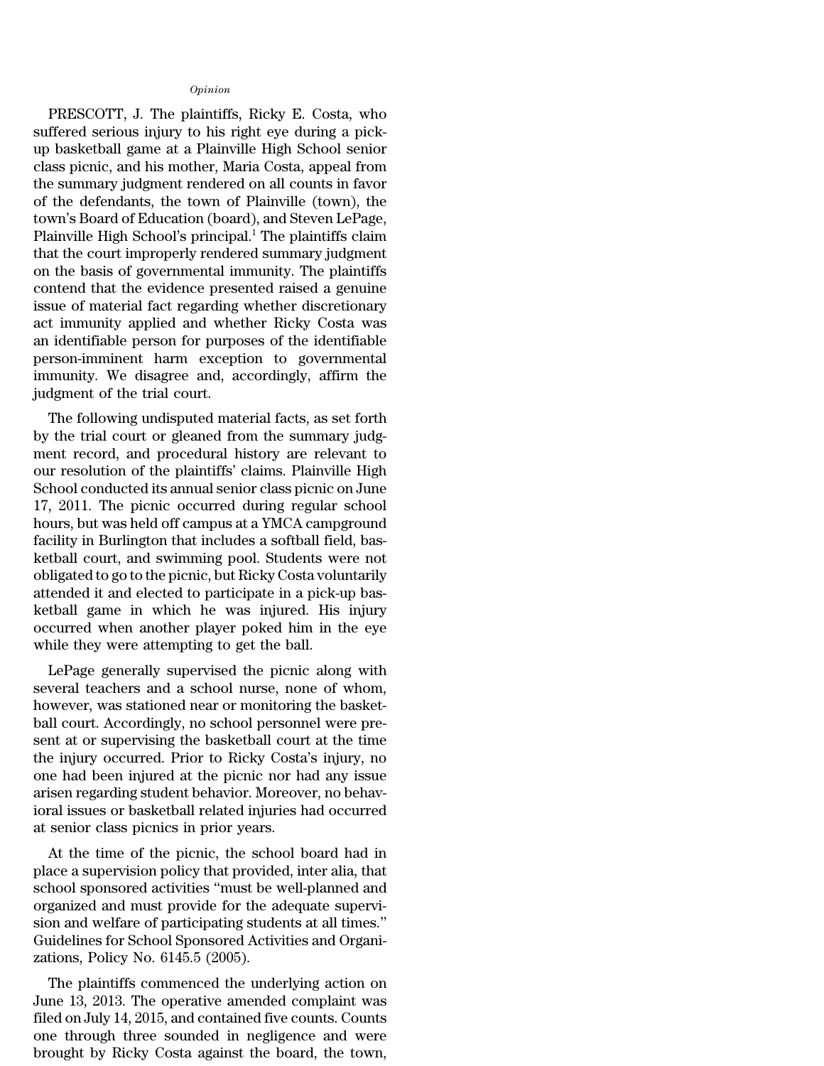*Opinion*

PRESCOTT, J. The plaintiffs, Ricky E. Costa, who suffered serious injury to his right eye during a pick-up basketball game at a Plainville High School senior class picnic, and his mother, Maria Costa, appeal from the summary judgment rendered on all counts in favor of the defendants, the town of Plainville (town), the town's Board of Education (board), and Steven LePage, Plainville High School's principal.[1] The plaintiffs claim that the court improperly rendered summary judgment on the basis of governmental immunity. The plaintiffs contend that the evidence presented raised a genuine issue of material fact regarding whether discretionary act immunity applied and whether Ricky Costa was an identifiable person for purposes of the identifiable person-imminent harm exception to governmental immunity. We disagree and, accordingly, affirm the judgment of the trial court.

The following undisputed material facts, as set forth by the trial court or gleaned from the summary judgment record, and procedural history are relevant to our resolution of the plaintiffs' claims. Plainville High School conducted its annual senior class picnic on June 17, 2011. The picnic occurred during regular school hours, but was held off campus at a YMCA campground facility in Burlington that includes a softball field, basketball court, and swimming pool. Students were not obligated to go to the picnic, but Ricky Costa voluntarily attended it and elected to participate in a pick-up basketball game in which he was injured. His injury occurred when another player poked him in the eye while they were attempting to get the ball.

LePage generally supervised the picnic along with several teachers and a school nurse, none of whom, however, was stationed near or monitoring the basketball court. Accordingly, no school personnel were present at or supervising the basketball court at the time the injury occurred. Prior to Ricky Costa's injury, no one had been injured at the picnic nor had any issue arisen regarding student behavior. Moreover, no behavioral issues or basketball related injuries had occurred at senior class picnics in prior years.

At the time of the picnic, the school board had in place a supervision policy that provided, inter alia, that school sponsored activities "must be well-planned and organized and must provide for the adequate supervision and welfare of participating students at all times." Guidelines for School Sponsored Activities and Organizations, Policy No. 6145.5 (2005).

The plaintiffs commenced the underlying action on June 13, 2013. The operative amended complaint was filed on July 14, 2015, and contained five counts. Counts one through three sounded in negligence and were brought by Ricky Costa against the board, the town,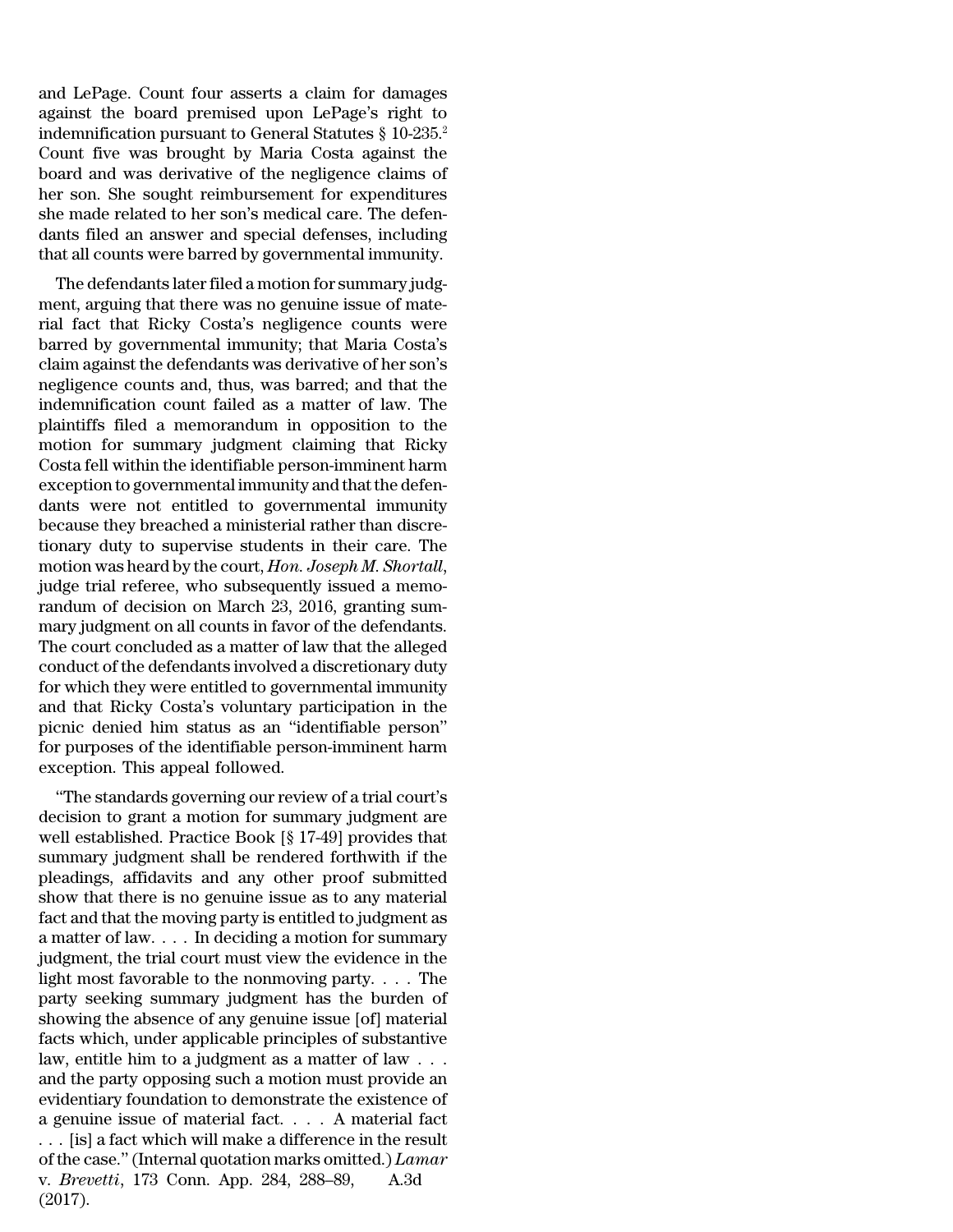and LePage. Count four asserts a claim for damages against the board premised upon LePage's right to indemnification pursuant to General Statutes § 10-235.[2] Count five was brought by Maria Costa against the board and was derivative of the negligence claims of her son. She sought reimbursement for expenditures she made related to her son's medical care. The defendants filed an answer and special defenses, including that all counts were barred by governmental immunity.

The defendants later filed a motion for summary judgment, arguing that there was no genuine issue of material fact that Ricky Costa's negligence counts were barred by governmental immunity; that Maria Costa's claim against the defendants was derivative of her son's negligence counts and, thus, was barred; and that the indemnification count failed as a matter of law. The plaintiffs filed a memorandum in opposition to the motion for summary judgment claiming that Ricky Costa fell within the identifiable person-imminent harm exception to governmental immunity and that the defendants were not entitled to governmental immunity because they breached a ministerial rather than discretionary duty to supervise students in their care. The motion was heard by the court, *Hon. Joseph M. Shortall*, judge trial referee, who subsequently issued a memorandum of decision on March 23, 2016, granting summary judgment on all counts in favor of the defendants. The court concluded as a matter of law that the alleged conduct of the defendants involved a discretionary duty for which they were entitled to governmental immunity and that Ricky Costa's voluntary participation in the picnic denied him status as an "identifiable person" for purposes of the identifiable person-imminent harm exception. This appeal followed.

"The standards governing our review of a trial court's decision to grant a motion for summary judgment are well established. Practice Book [§ 17-49] provides that summary judgment shall be rendered forthwith if the pleadings, affidavits and any other proof submitted show that there is no genuine issue as to any material fact and that the moving party is entitled to judgment as a matter of law. . . . In deciding a motion for summary judgment, the trial court must view the evidence in the light most favorable to the nonmoving party. . . . The party seeking summary judgment has the burden of showing the absence of any genuine issue [of] material facts which, under applicable principles of substantive law, entitle him to a judgment as a matter of law . . . and the party opposing such a motion must provide an evidentiary foundation to demonstrate the existence of a genuine issue of material fact. . . . A material fact . . . [is] a fact which will make a difference in the result of the case." (Internal quotation marks omitted.) *Lamar* v. *Brevetti*, 173 Conn. App. 284, 288–89, A.3d (2017).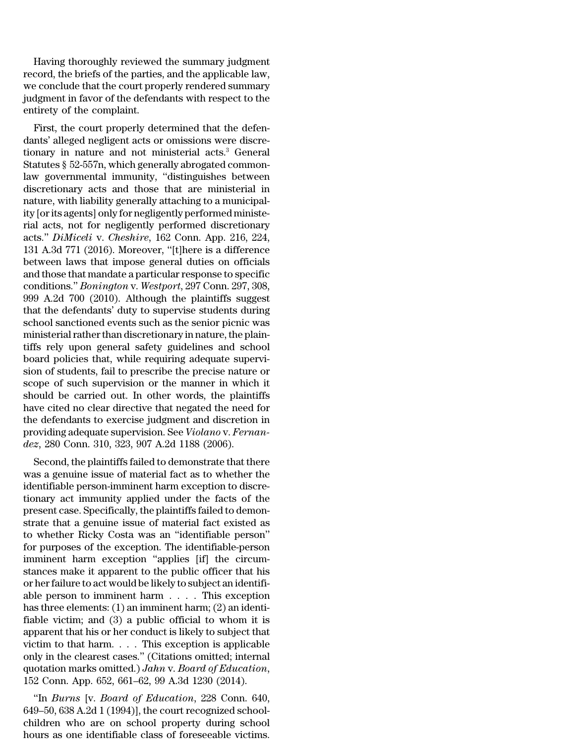Having thoroughly reviewed the summary judgment record, the briefs of the parties, and the applicable law, we conclude that the court properly rendered summary judgment in favor of the defendants with respect to the entirety of the complaint.

First, the court properly determined that the defendants' alleged negligent acts or omissions were discretionary in nature and not ministerial acts.[3] General Statutes § 52-557n, which generally abrogated common-law governmental immunity, "distinguishes between discretionary acts and those that are ministerial in nature, with liability generally attaching to a municipality [or its agents] only for negligently performed ministerial acts, not for negligently performed discretionary acts." *DiMiceli* v. *Cheshire*, 162 Conn. App. 216, 224, 131 A.3d 771 (2016). Moreover, "[t]here is a difference between laws that impose general duties on officials and those that mandate a particular response to specific conditions." *Bonington* v. *Westport*, 297 Conn. 297, 308, 999 A.2d 700 (2010). Although the plaintiffs suggest that the defendants' duty to supervise students during school sanctioned events such as the senior picnic was ministerial rather than discretionary in nature, the plaintiffs rely upon general safety guidelines and school board policies that, while requiring adequate supervision of students, fail to prescribe the precise nature or scope of such supervision or the manner in which it should be carried out. In other words, the plaintiffs have cited no clear directive that negated the need for the defendants to exercise judgment and discretion in providing adequate supervision. See *Violano* v. *Fernandez*, 280 Conn. 310, 323, 907 A.2d 1188 (2006).

Second, the plaintiffs failed to demonstrate that there was a genuine issue of material fact as to whether the identifiable person-imminent harm exception to discretionary act immunity applied under the facts of the present case. Specifically, the plaintiffs failed to demonstrate that a genuine issue of material fact existed as to whether Ricky Costa was an "identifiable person" for purposes of the exception. The identifiable-person imminent harm exception "applies [if] the circumstances make it apparent to the public officer that his or her failure to act would be likely to subject an identifiable person to imminent harm . . . . This exception has three elements: (1) an imminent harm; (2) an identifiable victim; and (3) a public official to whom it is apparent that his or her conduct is likely to subject that victim to that harm. . . . This exception is applicable only in the clearest cases." (Citations omitted; internal quotation marks omitted.) *Jahn* v. *Board of Education*, 152 Conn. App. 652, 661–62, 99 A.3d 1230 (2014).

"In *Burns* [v. *Board of Education*, 228 Conn. 640, 649–50, 638 A.2d 1 (1994)], the court recognized schoolchildren who are on school property during school hours as one identifiable class of foreseeable victims.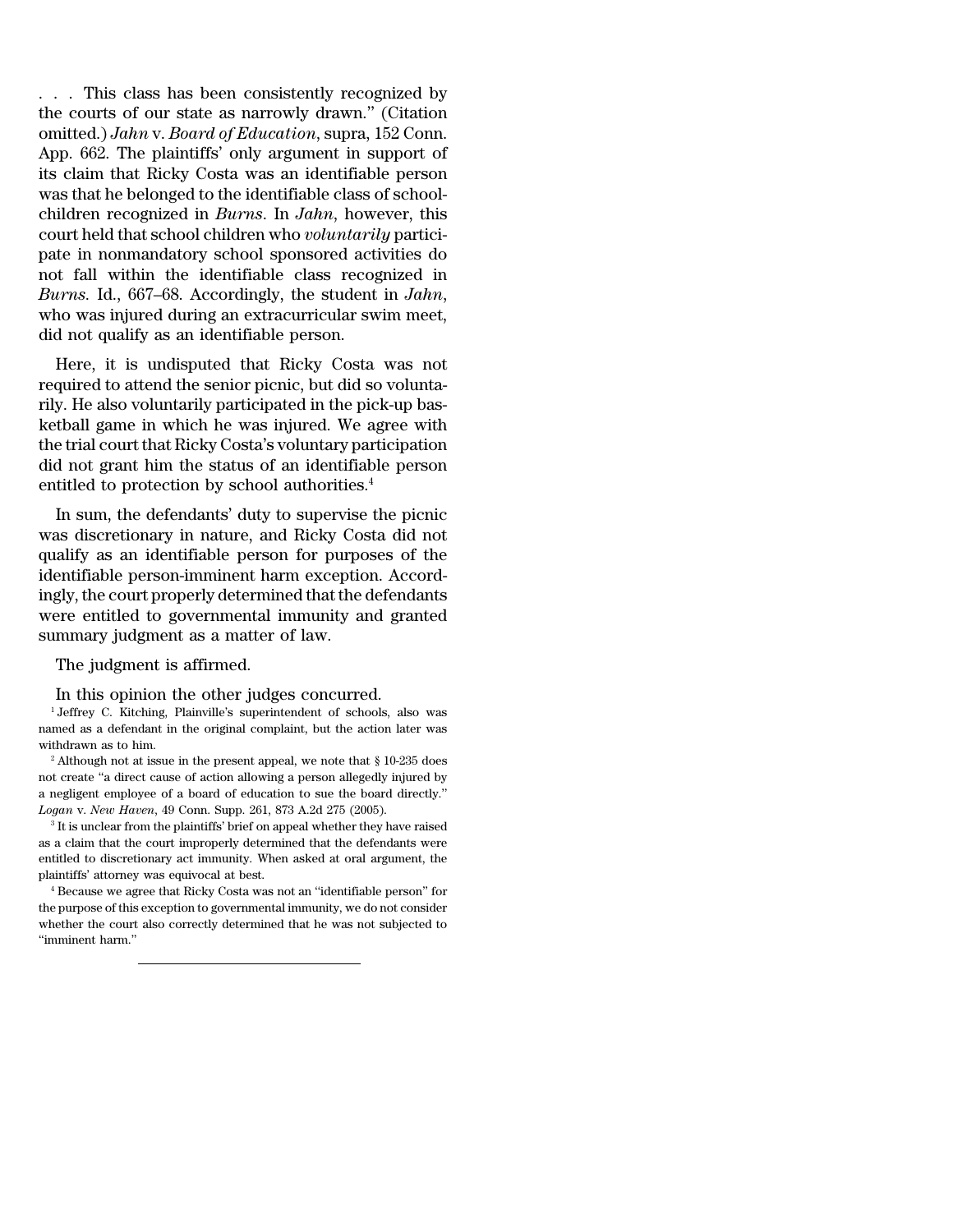. . . This class has been consistently recognized by the courts of our state as narrowly drawn." (Citation omitted.) *Jahn* v. *Board of Education*, supra, 152 Conn. App. 662. The plaintiffs' only argument in support of its claim that Ricky Costa was an identifiable person was that he belonged to the identifiable class of schoolchildren recognized in *Burns*. In *Jahn*, however, this court held that school children who *voluntarily* participate in nonmandatory school sponsored activities do not fall within the identifiable class recognized in *Burns*. Id., 667–68. Accordingly, the student in *Jahn*, who was injured during an extracurricular swim meet, did not qualify as an identifiable person.

Here, it is undisputed that Ricky Costa was not required to attend the senior picnic, but did so voluntarily. He also voluntarily participated in the pick-up basketball game in which he was injured. We agree with the trial court that Ricky Costa's voluntary participation did not grant him the status of an identifiable person entitled to protection by school authorities.[4]

In sum, the defendants' duty to supervise the picnic was discretionary in nature, and Ricky Costa did not qualify as an identifiable person for purposes of the identifiable person-imminent harm exception. Accordingly, the court properly determined that the defendants were entitled to governmental immunity and granted summary judgment as a matter of law.

The judgment is affirmed.

In this opinion the other judges concurred.

[1] Jeffrey C. Kitching, Plainville's superintendent of schools, also was named as a defendant in the original complaint, but the action later was withdrawn as to him.

[2] Although not at issue in the present appeal, we note that § 10-235 does not create "a direct cause of action allowing a person allegedly injured by a negligent employee of a board of education to sue the board directly." *Logan* v. *New Haven*, 49 Conn. Supp. 261, 873 A.2d 275 (2005).

[3] It is unclear from the plaintiffs' brief on appeal whether they have raised as a claim that the court improperly determined that the defendants were entitled to discretionary act immunity. When asked at oral argument, the plaintiffs' attorney was equivocal at best.

[4] Because we agree that Ricky Costa was not an "identifiable person" for the purpose of this exception to governmental immunity, we do not consider whether the court also correctly determined that he was not subjected to "imminent harm."